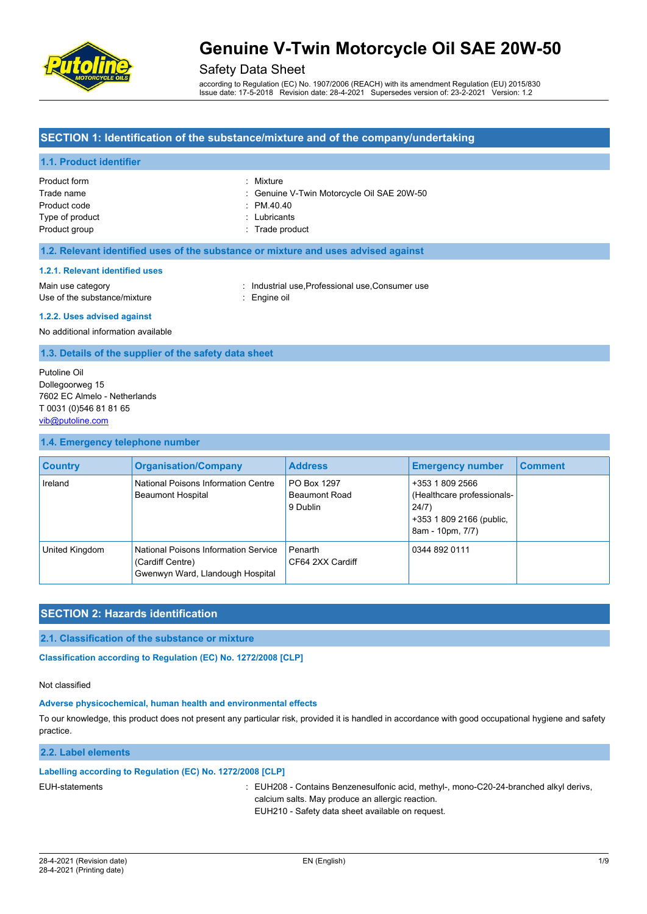# Genuine V-Twin Motorcycle Oil SAE 20W-50

Safety Data Sheet

according to Regulation (EC) No. 1907/2006 (REACH) with its amendment Regulation (EU) 2015/830
Issue date: 17-5-2018 Revision date: 28-4-2021 Supersedes version of: 23-2-2021 Version: 1.2

## SECTION 1: Identification of the substance/mixture and of the company/undertaking

### 1.1. Product identifier

| | |
|---|---|
| Product form | : Mixture |
| Trade name | : Genuine V-Twin Motorcycle Oil SAE 20W-50 |
| Product code | : PM.40.40 |
| Type of product | : Lubricants |
| Product group | : Trade product |

### 1.2. Relevant identified uses of the substance or mixture and uses advised against

#### 1.2.1. Relevant identified uses

| | |
|---|---|
| Main use category | : Industrial use,Professional use,Consumer use |
| Use of the substance/mixture | : Engine oil |

#### 1.2.2. Uses advised against

No additional information available

### 1.3. Details of the supplier of the safety data sheet

Putoline Oil
Dollegoorweg 15
7602 EC Almelo - Netherlands
T 0031 (0)546 81 81 65
vib@putoline.com

### 1.4. Emergency telephone number

| Country | Organisation/Company | Address | Emergency number | Comment |
|---|---|---|---|---|
| Ireland | National Poisons Information Centre Beaumont Hospital | PO Box 1297 Beaumont Road 9 Dublin | +353 1 809 2566 (Healthcare professionals-24/7) +353 1 809 2166 (public, 8am - 10pm, 7/7) | |
| United Kingdom | National Poisons Information Service (Cardiff Centre) Gwenwyn Ward, Llandough Hospital | Penarth CF64 2XX Cardiff | 0344 892 0111 | |

## SECTION 2: Hazards identification

### 2.1. Classification of the substance or mixture

#### Classification according to Regulation (EC) No. 1272/2008 [CLP]

Not classified

#### Adverse physicochemical, human health and environmental effects

To our knowledge, this product does not present any particular risk, provided it is handled in accordance with good occupational hygiene and safety practice.

### 2.2. Label elements

#### Labelling according to Regulation (EC) No. 1272/2008 [CLP]

EUH-statements : EUH208 - Contains Benzenesulfonic acid, methyl-, mono-C20-24-branched alkyl derivs, calcium salts. May produce an allergic reaction.
EUH210 - Safety data sheet available on request.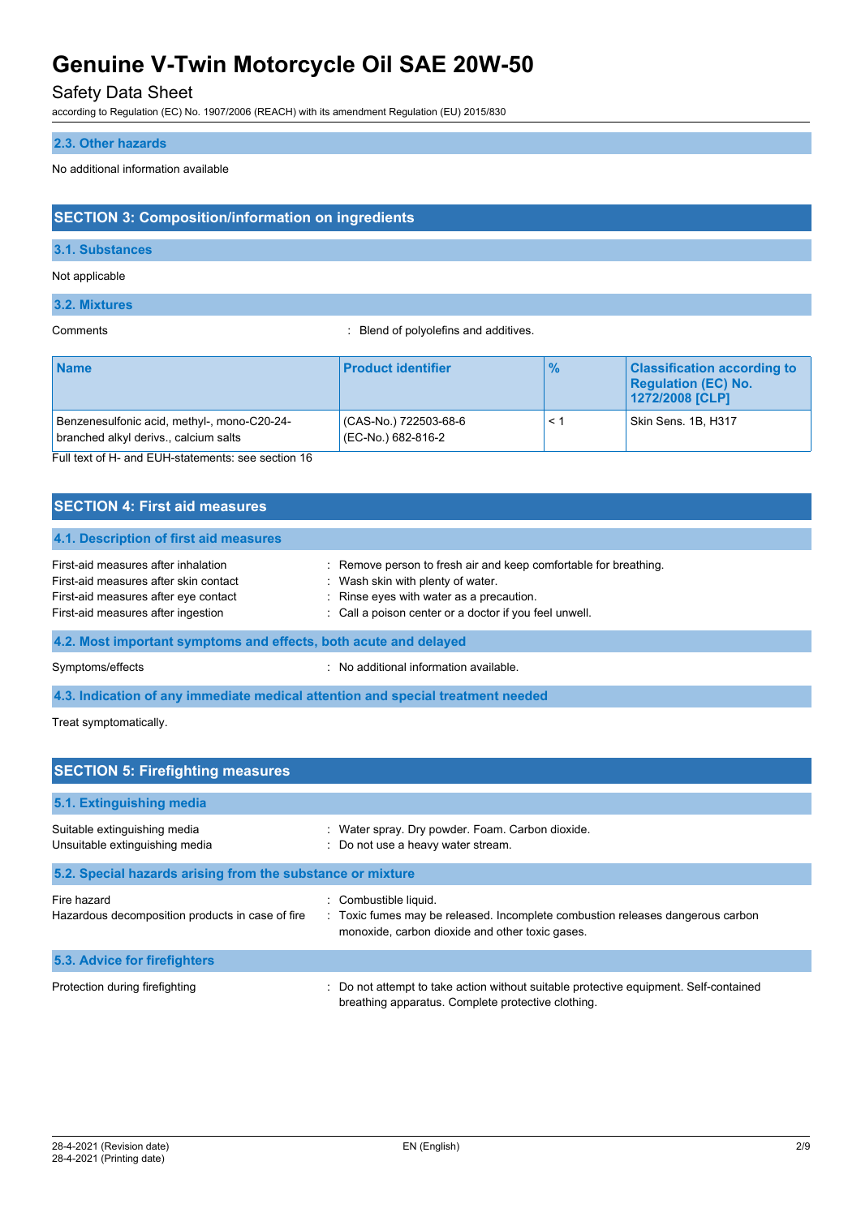### 2.3. Other hazards

No additional information available

## SECTION 3: Composition/information on ingredients

### 3.1. Substances

Not applicable

### 3.2. Mixtures

Comments : Blend of polyolefins and additives.

| Name | Product identifier | % | Classification according to Regulation (EC) No. 1272/2008 [CLP] |
|---|---|---|---|
| Benzenesulfonic acid, methyl-, mono-C20-24-branched alkyl derivs., calcium salts | (CAS-No.) 722503-68-6<br>(EC-No.) 682-816-2 | < 1 | Skin Sens. 1B, H317 |

Full text of H- and EUH-statements: see section 16

## SECTION 4: First aid measures

### 4.1. Description of first aid measures

First-aid measures after inhalation : Remove person to fresh air and keep comfortable for breathing.
First-aid measures after skin contact : Wash skin with plenty of water.
First-aid measures after eye contact : Rinse eyes with water as a precaution.
First-aid measures after ingestion : Call a poison center or a doctor if you feel unwell.

### 4.2. Most important symptoms and effects, both acute and delayed

Symptoms/effects : No additional information available.

### 4.3. Indication of any immediate medical attention and special treatment needed

Treat symptomatically.

## SECTION 5: Firefighting measures

### 5.1. Extinguishing media

Suitable extinguishing media : Water spray. Dry powder. Foam. Carbon dioxide.
Unsuitable extinguishing media : Do not use a heavy water stream.

### 5.2. Special hazards arising from the substance or mixture

Fire hazard : Combustible liquid.
Hazardous decomposition products in case of fire : Toxic fumes may be released. Incomplete combustion releases dangerous carbon monoxide, carbon dioxide and other toxic gases.

### 5.3. Advice for firefighters

Protection during firefighting : Do not attempt to take action without suitable protective equipment. Self-contained breathing apparatus. Complete protective clothing.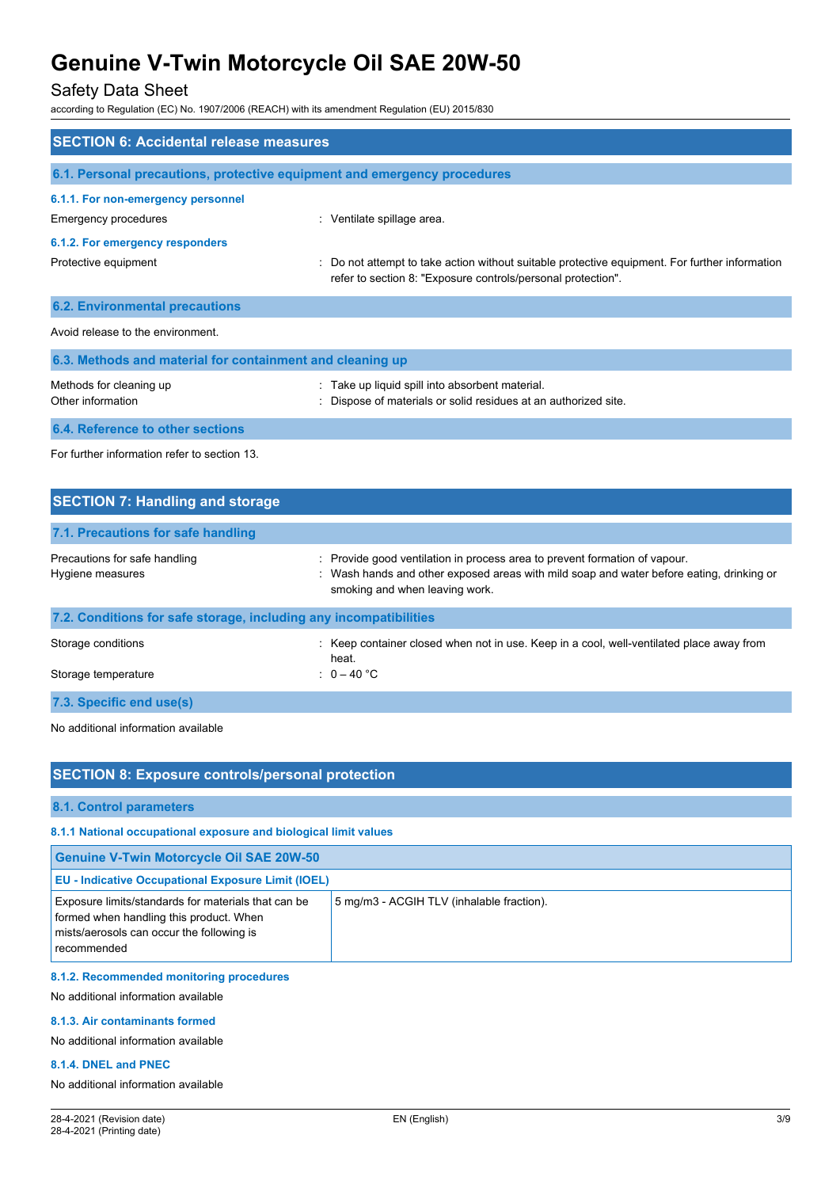## SECTION 6: Accidental release measures

### 6.1. Personal precautions, protective equipment and emergency procedures

#### 6.1.1. For non-emergency personnel

Emergency procedures : Ventilate spillage area.

#### 6.1.2. For emergency responders

Protective equipment : Do not attempt to take action without suitable protective equipment. For further information refer to section 8: "Exposure controls/personal protection".

### 6.2. Environmental precautions

Avoid release to the environment.

### 6.3. Methods and material for containment and cleaning up

Methods for cleaning up : Take up liquid spill into absorbent material.

Other information : Dispose of materials or solid residues at an authorized site.

### 6.4. Reference to other sections

For further information refer to section 13.

## SECTION 7: Handling and storage

### 7.1. Precautions for safe handling

Precautions for safe handling : Provide good ventilation in process area to prevent formation of vapour.

Hygiene measures : Wash hands and other exposed areas with mild soap and water before eating, drinking or smoking and when leaving work.

### 7.2. Conditions for safe storage, including any incompatibilities

Storage conditions : Keep container closed when not in use. Keep in a cool, well-ventilated place away from heat.

Storage temperature : 0 – 40 °C

### 7.3. Specific end use(s)

No additional information available

## SECTION 8: Exposure controls/personal protection

### 8.1. Control parameters

#### 8.1.1 National occupational exposure and biological limit values

| Genuine V-Twin Motorcycle Oil SAE 20W-50 | |
|---|---|
| **EU - Indicative Occupational Exposure Limit (IOEL)** | |
| Exposure limits/standards for materials that can be formed when handling this product. When mists/aerosols can occur the following is recommended | 5 mg/m3 - ACGIH TLV (inhalable fraction). |

#### 8.1.2. Recommended monitoring procedures

No additional information available

#### 8.1.3. Air contaminants formed

No additional information available

#### 8.1.4. DNEL and PNEC

No additional information available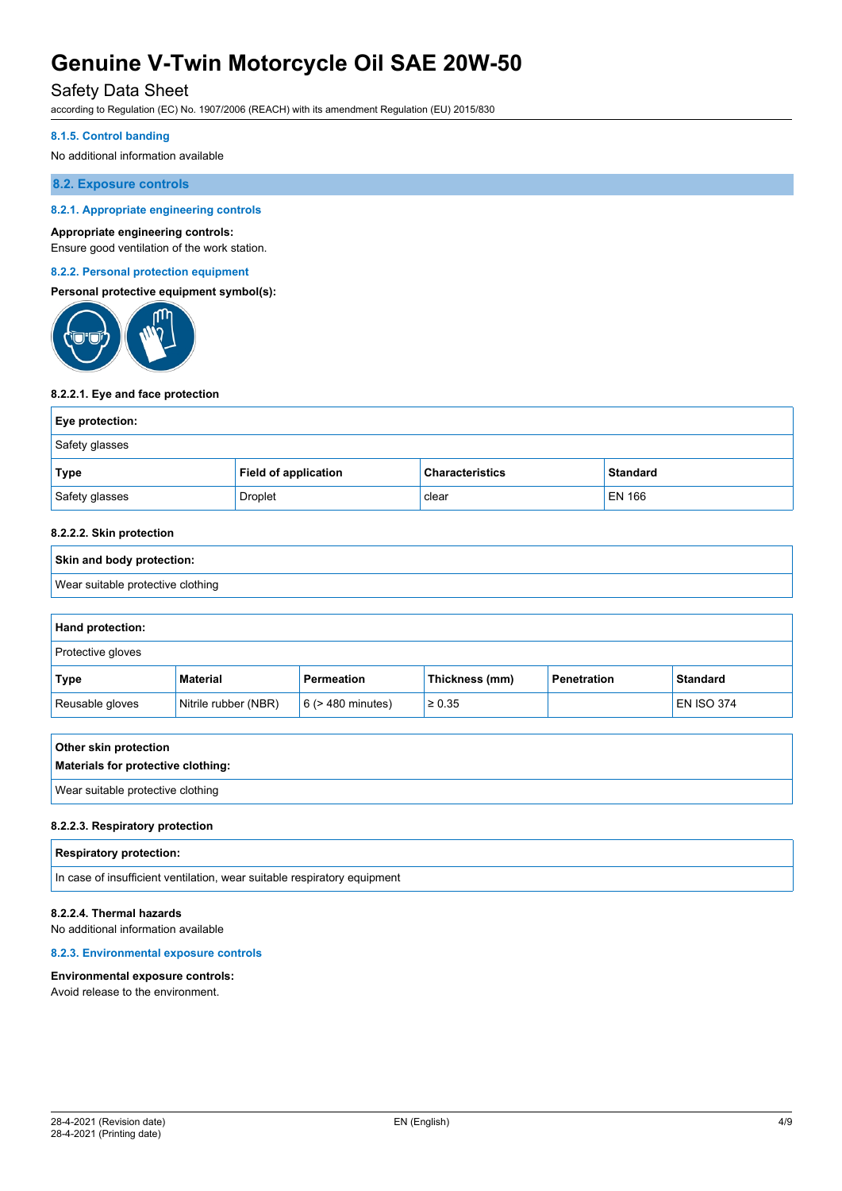#### 8.1.5. Control banding

No additional information available

## 8.2. Exposure controls

#### 8.2.1. Appropriate engineering controls

**Appropriate engineering controls:**
Ensure good ventilation of the work station.

#### 8.2.2. Personal protection equipment

**Personal protective equipment symbol(s):**

**8.2.2.1. Eye and face protection**

| Eye protection: | | | |
|---|---|---|---|
| Safety glasses | | | |
| **Type** | **Field of application** | **Characteristics** | **Standard** |
| Safety glasses | Droplet | clear | EN 166 |

**8.2.2.2. Skin protection**

| Skin and body protection: |
|---|
| Wear suitable protective clothing |

| Hand protection: | | | | | |
|---|---|---|---|---|---|
| Protective gloves | | | | | |
| **Type** | **Material** | **Permeation** | **Thickness (mm)** | **Penetration** | **Standard** |
| Reusable gloves | Nitrile rubber (NBR) | 6 (> 480 minutes) | ≥ 0.35 | | EN ISO 374 |

| Other skin protection<br>Materials for protective clothing: |
|---|
| Wear suitable protective clothing |

**8.2.2.3. Respiratory protection**

| Respiratory protection: |
|---|
| In case of insufficient ventilation, wear suitable respiratory equipment |

**8.2.2.4. Thermal hazards**
No additional information available

#### 8.2.3. Environmental exposure controls

**Environmental exposure controls:**
Avoid release to the environment.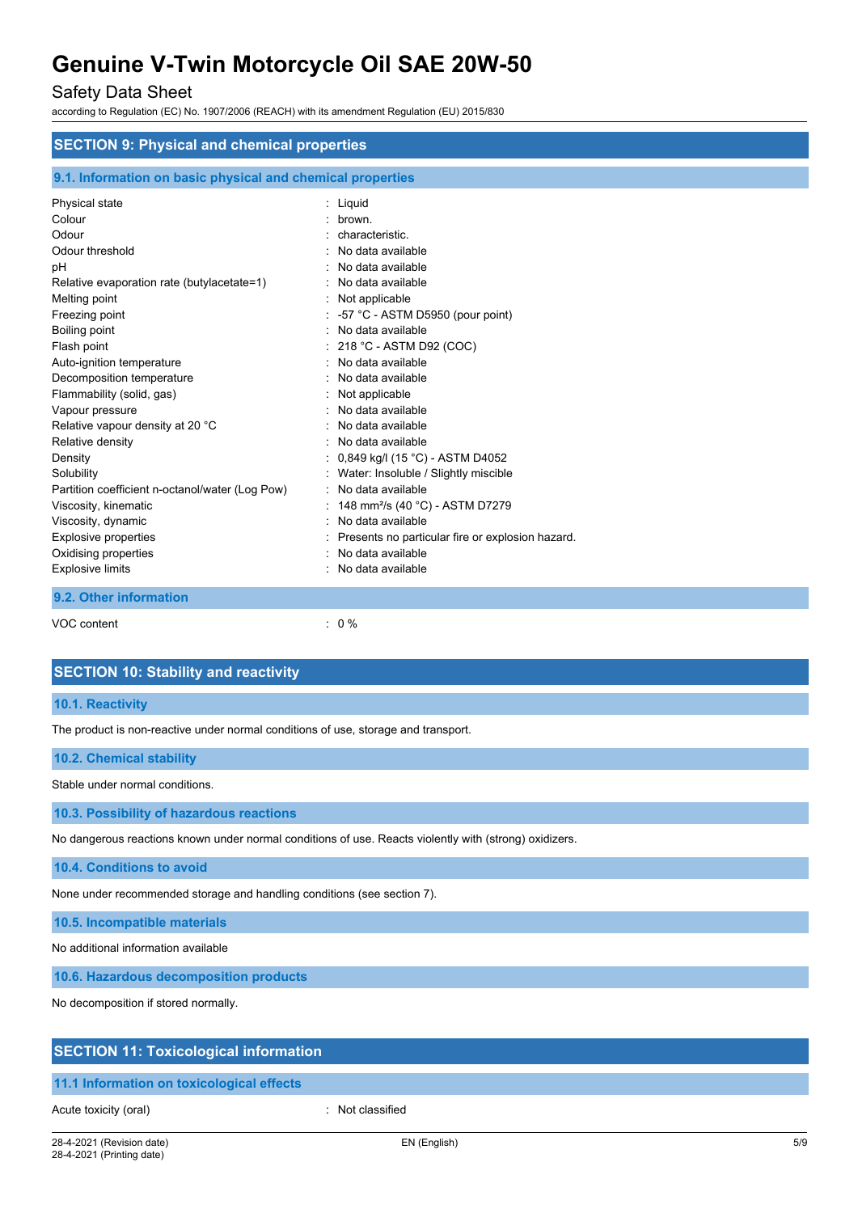## SECTION 9: Physical and chemical properties

### 9.1. Information on basic physical and chemical properties

| | |
|---|---|
| Physical state | : Liquid |
| Colour | : brown. |
| Odour | : characteristic. |
| Odour threshold | : No data available |
| pH | : No data available |
| Relative evaporation rate (butylacetate=1) | : No data available |
| Melting point | : Not applicable |
| Freezing point | : -57 °C - ASTM D5950 (pour point) |
| Boiling point | : No data available |
| Flash point | : 218 °C - ASTM D92 (COC) |
| Auto-ignition temperature | : No data available |
| Decomposition temperature | : No data available |
| Flammability (solid, gas) | : Not applicable |
| Vapour pressure | : No data available |
| Relative vapour density at 20 °C | : No data available |
| Relative density | : No data available |
| Density | : 0,849 kg/l (15 °C) - ASTM D4052 |
| Solubility | : Water: Insoluble / Slightly miscible |
| Partition coefficient n-octanol/water (Log Pow) | : No data available |
| Viscosity, kinematic | : 148 mm²/s (40 °C) - ASTM D7279 |
| Viscosity, dynamic | : No data available |
| Explosive properties | : Presents no particular fire or explosion hazard. |
| Oxidising properties | : No data available |
| Explosive limits | : No data available |

### 9.2. Other information

| | |
|---|---|
| VOC content | : 0 % |

## SECTION 10: Stability and reactivity

### 10.1. Reactivity

The product is non-reactive under normal conditions of use, storage and transport.

### 10.2. Chemical stability

Stable under normal conditions.

### 10.3. Possibility of hazardous reactions

No dangerous reactions known under normal conditions of use. Reacts violently with (strong) oxidizers.

### 10.4. Conditions to avoid

None under recommended storage and handling conditions (see section 7).

### 10.5. Incompatible materials

No additional information available

### 10.6. Hazardous decomposition products

No decomposition if stored normally.

## SECTION 11: Toxicological information

### 11.1 Information on toxicological effects

| | |
|---|---|
| Acute toxicity (oral) | : Not classified |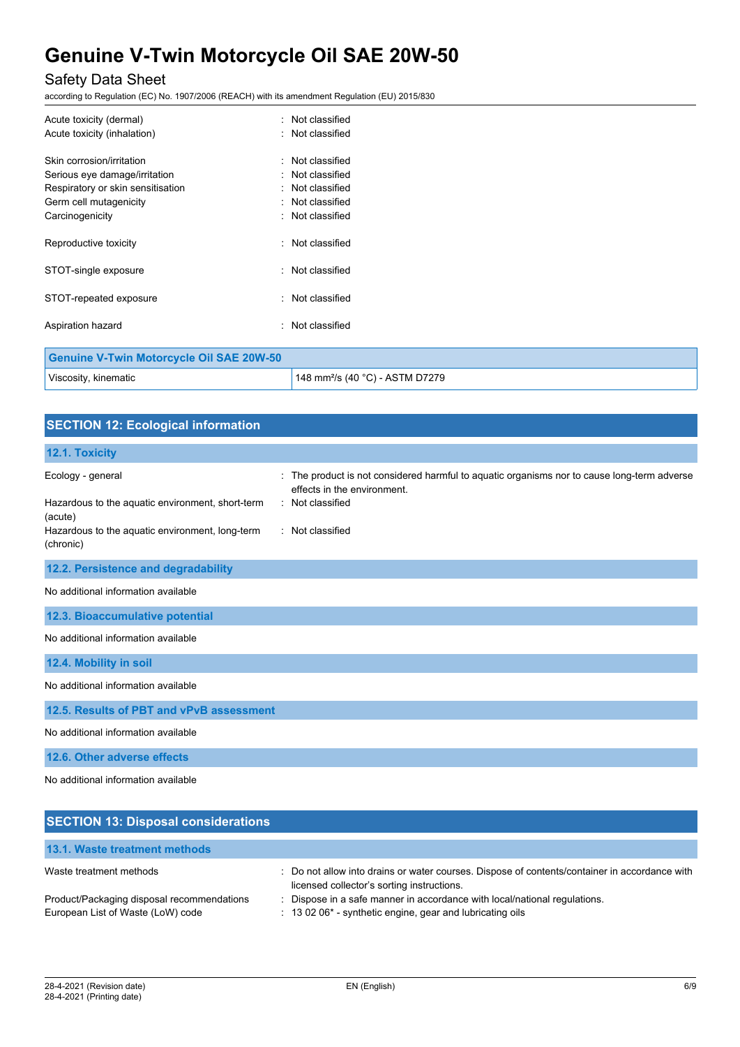| | |
|---|---|
| Acute toxicity (dermal) | : Not classified |
| Acute toxicity (inhalation) | : Not classified |
| Skin corrosion/irritation | : Not classified |
| Serious eye damage/irritation | : Not classified |
| Respiratory or skin sensitisation | : Not classified |
| Germ cell mutagenicity | : Not classified |
| Carcinogenicity | : Not classified |
| Reproductive toxicity | : Not classified |
| STOT-single exposure | : Not classified |
| STOT-repeated exposure | : Not classified |
| Aspiration hazard | : Not classified |

| Genuine V-Twin Motorcycle Oil SAE 20W-50 | |
|---|---|
| Viscosity, kinematic | 148 $mm^2/s$ (40 °C) - ASTM D7279 |

## SECTION 12: Ecological information

### 12.1. Toxicity

| | |
|---|---|
| Ecology - general | : The product is not considered harmful to aquatic organisms nor to cause long-term adverse effects in the environment. |
| Hazardous to the aquatic environment, short-term (acute) | : Not classified |
| Hazardous to the aquatic environment, long-term (chronic) | : Not classified |

### 12.2. Persistence and degradability

No additional information available

### 12.3. Bioaccumulative potential

No additional information available

### 12.4. Mobility in soil

No additional information available

### 12.5. Results of PBT and vPvB assessment

No additional information available

### 12.6. Other adverse effects

No additional information available

## SECTION 13: Disposal considerations

### 13.1. Waste treatment methods

| | |
|---|---|
| Waste treatment methods | : Do not allow into drains or water courses. Dispose of contents/container in accordance with licensed collector's sorting instructions. |
| Product/Packaging disposal recommendations | : Dispose in a safe manner in accordance with local/national regulations. |
| European List of Waste (LoW) code | : 13 02 06* - synthetic engine, gear and lubricating oils |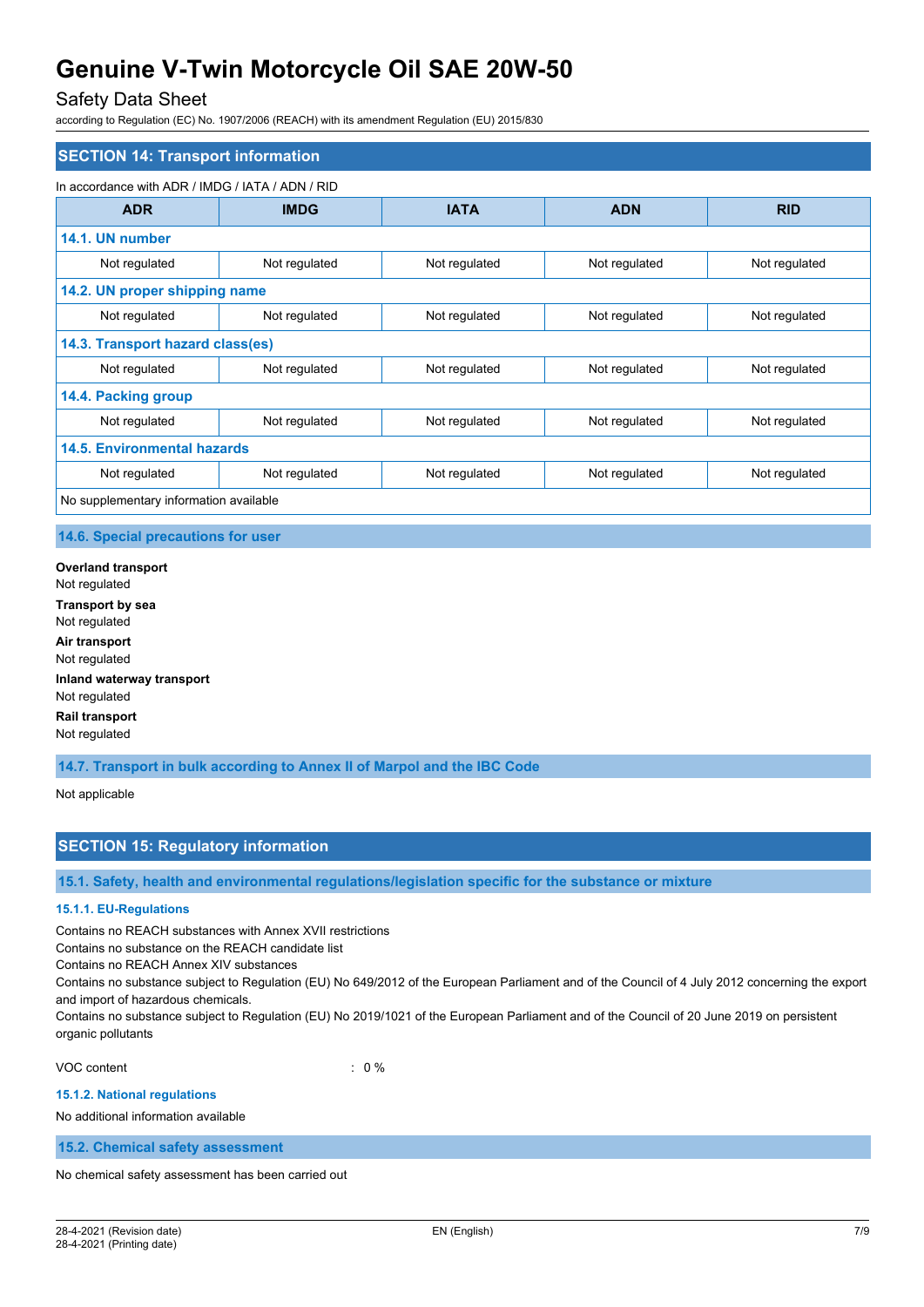## SECTION 14: Transport information

In accordance with ADR / IMDG / IATA / ADN / RID

| ADR | IMDG | IATA | ADN | RID |
|---|---|---|---|---|
| **14.1. UN number** | | | | |
| Not regulated | Not regulated | Not regulated | Not regulated | Not regulated |
| **14.2. UN proper shipping name** | | | | |
| Not regulated | Not regulated | Not regulated | Not regulated | Not regulated |
| **14.3. Transport hazard class(es)** | | | | |
| Not regulated | Not regulated | Not regulated | Not regulated | Not regulated |
| **14.4. Packing group** | | | | |
| Not regulated | Not regulated | Not regulated | Not regulated | Not regulated |
| **14.5. Environmental hazards** | | | | |
| Not regulated | Not regulated | Not regulated | Not regulated | Not regulated |
| No supplementary information available | | | | |

### 14.6. Special precautions for user

**Overland transport**
Not regulated

**Transport by sea**
Not regulated

**Air transport**
Not regulated

**Inland waterway transport**
Not regulated

**Rail transport**
Not regulated

### 14.7. Transport in bulk according to Annex II of Marpol and the IBC Code

Not applicable

## SECTION 15: Regulatory information

### 15.1. Safety, health and environmental regulations/legislation specific for the substance or mixture

#### 15.1.1. EU-Regulations

Contains no REACH substances with Annex XVII restrictions
Contains no substance on the REACH candidate list
Contains no REACH Annex XIV substances
Contains no substance subject to Regulation (EU) No 649/2012 of the European Parliament and of the Council of 4 July 2012 concerning the export and import of hazardous chemicals.
Contains no substance subject to Regulation (EU) No 2019/1021 of the European Parliament and of the Council of 20 June 2019 on persistent organic pollutants

VOC content : 0 %

#### 15.1.2. National regulations

No additional information available

### 15.2. Chemical safety assessment

No chemical safety assessment has been carried out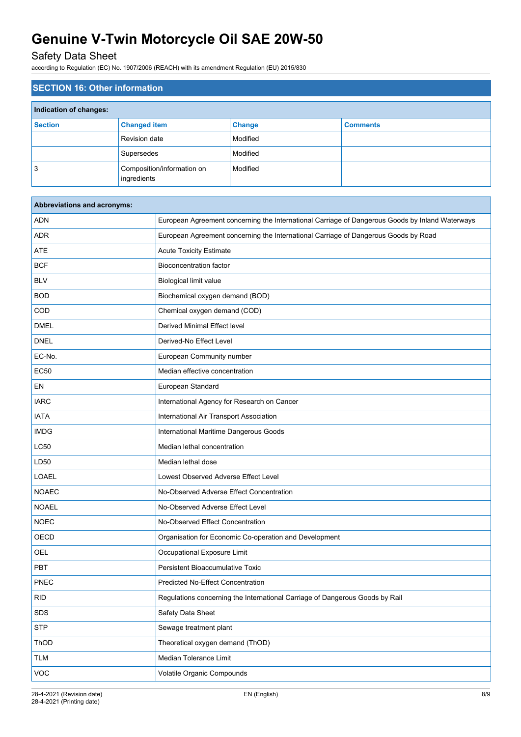## SECTION 16: Other information

| Indication of changes: | | | |
|---|---|---|---|
| **Section** | **Changed item** | **Change** | **Comments** |
| | Revision date | Modified | |
| | Supersedes | Modified | |
| 3 | Composition/information on ingredients | Modified | |

| Abbreviations and acronyms: | |
|---|---|
| ADN | European Agreement concerning the International Carriage of Dangerous Goods by Inland Waterways |
| ADR | European Agreement concerning the International Carriage of Dangerous Goods by Road |
| ATE | Acute Toxicity Estimate |
| BCF | Bioconcentration factor |
| BLV | Biological limit value |
| BOD | Biochemical oxygen demand (BOD) |
| COD | Chemical oxygen demand (COD) |
| DMEL | Derived Minimal Effect level |
| DNEL | Derived-No Effect Level |
| EC-No. | European Community number |
| EC50 | Median effective concentration |
| EN | European Standard |
| IARC | International Agency for Research on Cancer |
| IATA | International Air Transport Association |
| IMDG | International Maritime Dangerous Goods |
| LC50 | Median lethal concentration |
| LD50 | Median lethal dose |
| LOAEL | Lowest Observed Adverse Effect Level |
| NOAEC | No-Observed Adverse Effect Concentration |
| NOAEL | No-Observed Adverse Effect Level |
| NOEC | No-Observed Effect Concentration |
| OECD | Organisation for Economic Co-operation and Development |
| OEL | Occupational Exposure Limit |
| PBT | Persistent Bioaccumulative Toxic |
| PNEC | Predicted No-Effect Concentration |
| RID | Regulations concerning the International Carriage of Dangerous Goods by Rail |
| SDS | Safety Data Sheet |
| STP | Sewage treatment plant |
| ThOD | Theoretical oxygen demand (ThOD) |
| TLM | Median Tolerance Limit |
| VOC | Volatile Organic Compounds |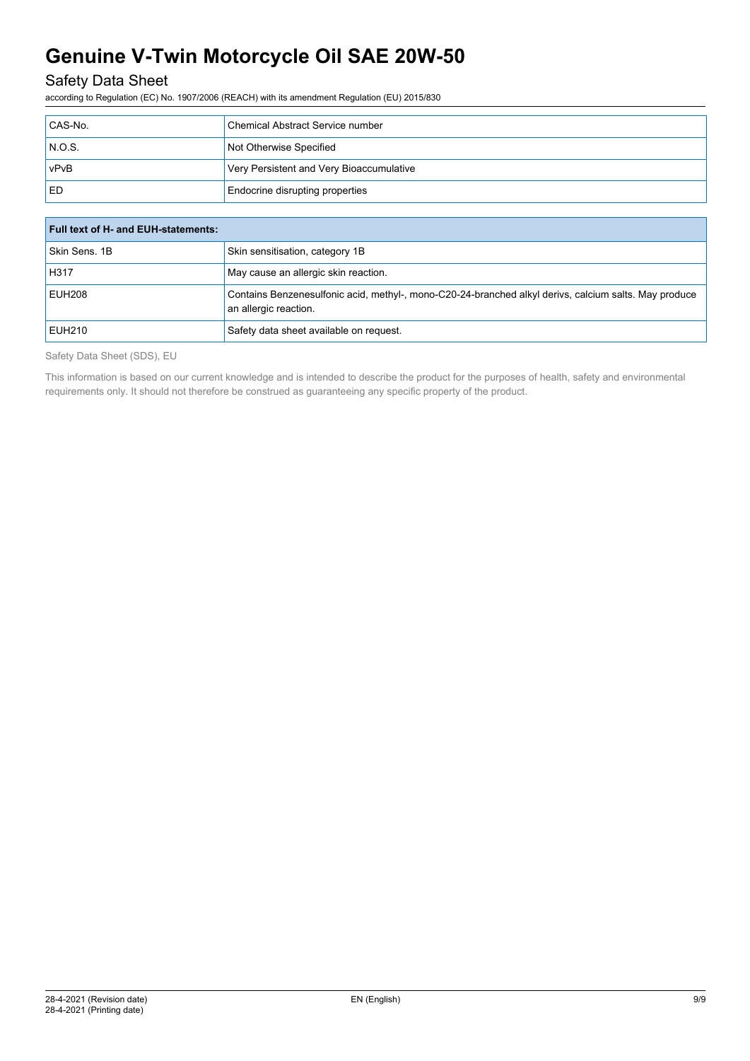| | |
|---|---|
| CAS-No. | Chemical Abstract Service number |
| N.O.S. | Not Otherwise Specified |
| vPvB | Very Persistent and Very Bioaccumulative |
| ED | Endocrine disrupting properties |

| Full text of H- and EUH-statements: | |
|---|---|
| Skin Sens. 1B | Skin sensitisation, category 1B |
| H317 | May cause an allergic skin reaction. |
| EUH208 | Contains Benzenesulfonic acid, methyl-, mono-C20-24-branched alkyl derivs, calcium salts. May produce an allergic reaction. |
| EUH210 | Safety data sheet available on request. |

Safety Data Sheet (SDS), EU

This information is based on our current knowledge and is intended to describe the product for the purposes of health, safety and environmental requirements only. It should not therefore be construed as guaranteeing any specific property of the product.